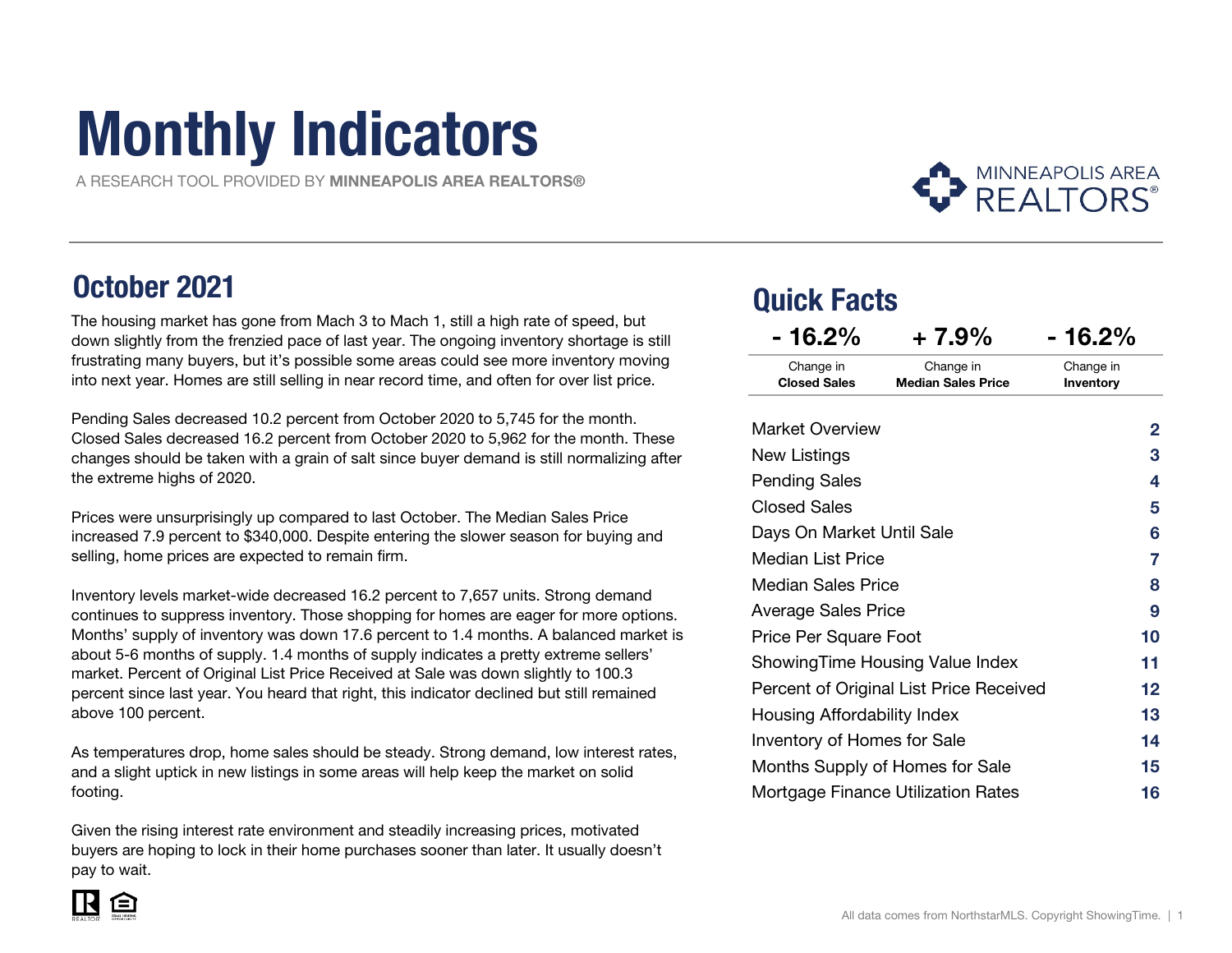# Monthly Indicators

A RESEARCH TOOL PROVIDED BY **MINNEAPOLIS AREA REALTORS®**

MINNEAPOLIS AREA REALTORS®

## October 2021

The housing market has gone from Mach 3 to Mach 1, still a high rate of speed, but down slightly from the frenzied pace of last year. The ongoing inventory shortage is still frustrating many buyers, but it's possible some areas could see more inventory moving into next year. Homes are still selling in near record time, and often for over list price.

Pending Sales decreased 10.2 percent from October 2020 to 5,745 for the month. Closed Sales decreased 16.2 percent from October 2020 to 5,962 for the month. These changes should be taken with a grain of salt since buyer demand is still normalizing after the extreme highs of 2020.

Prices were unsurprisingly up compared to last October. The Median Sales Price increased 7.9 percent to $340,000. Despite entering the slower season for buying and selling, home prices are expected to remain firm.

Inventory levels market-wide decreased 16.2 percent to 7,657 units. Strong demand continues to suppress inventory. Those shopping for homes are eager for more options. Months' supply of inventory was down 17.6 percent to 1.4 months. A balanced market is about 5-6 months of supply. 1.4 months of supply indicates a pretty extreme sellers' market. Percent of Original List Price Received at Sale was down slightly to 100.3 percent since last year. You heard that right, this indicator declined but still remained above 100 percent.

As temperatures drop, home sales should be steady. Strong demand, low interest rates, and a slight uptick in new listings in some areas will help keep the market on solid footing.

Given the rising interest rate environment and steadily increasing prices, motivated buyers are hoping to lock in their home purchases sooner than later. It usually doesn't pay to wait.

## Quick Facts

| - 16.2% | + 7.9% | - 16.2% |
|---|---|---|
| Change in **Closed Sales** | Change in **Median Sales Price** | Change in **Inventory** |

| | |
|---|---|
| Market Overview | 2 |
| New Listings | 3 |
| Pending Sales | 4 |
| Closed Sales | 5 |
| Days On Market Until Sale | 6 |
| Median List Price | 7 |
| Median Sales Price | 8 |
| Average Sales Price | 9 |
| Price Per Square Foot | 10 |
| ShowingTime Housing Value Index | 11 |
| Percent of Original List Price Received | 12 |
| Housing Affordability Index | 13 |
| Inventory of Homes for Sale | 14 |
| Months Supply of Homes for Sale | 15 |
| Mortgage Finance Utilization Rates | 16 |

All data comes from NorthstarMLS. Copyright ShowingTime.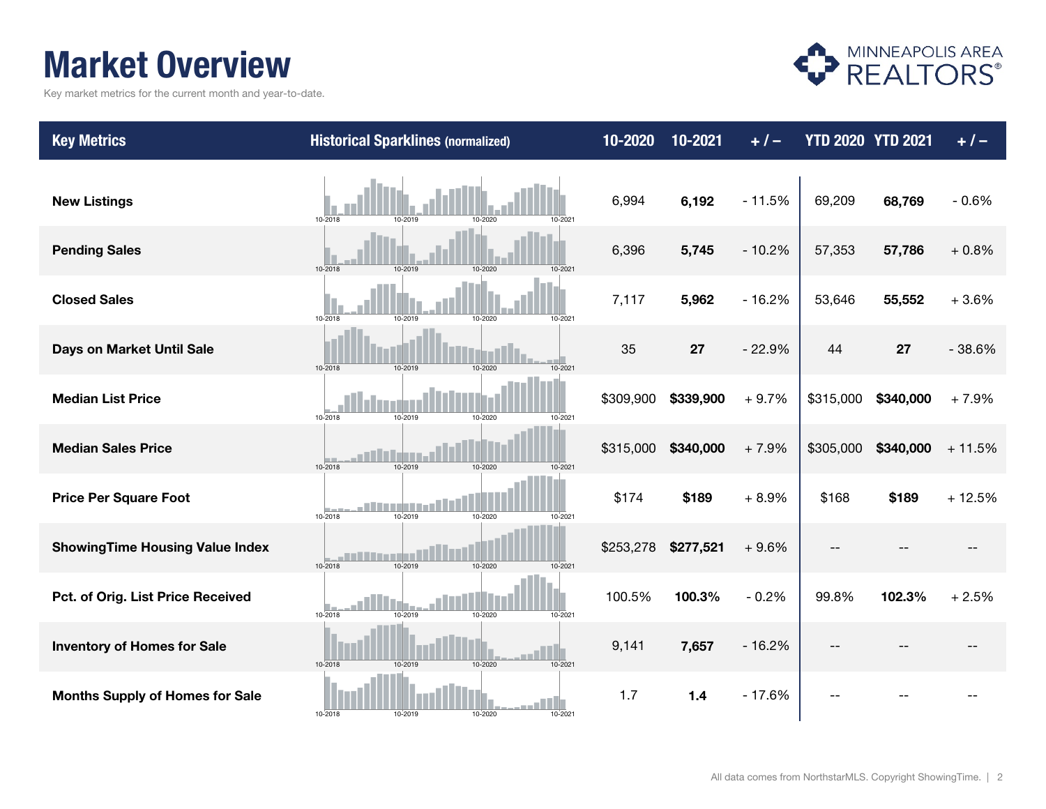# Market Overview

Key market metrics for the current month and year-to-date.

| Key Metrics | Historical Sparklines (normalized) | 10-2020 | 10-2021 | + / – | YTD 2020 | YTD 2021 | + / – |
|---|---|---|---|---|---|---|---|
| **New Listings** | 10-2018 10-2019 10-2020 10-2021 | 6,994 | **6,192** | - 11.5% | 69,209 | **68,769** | - 0.6% |
| **Pending Sales** | 10-2018 10-2019 10-2020 10-2021 | 6,396 | **5,745** | - 10.2% | 57,353 | **57,786** | + 0.8% |
| **Closed Sales** | 10-2018 10-2019 10-2020 10-2021 | 7,117 | **5,962** | - 16.2% | 53,646 | **55,552** | + 3.6% |
| **Days on Market Until Sale** | 10-2018 10-2019 10-2020 10-2021 | 35 | **27** | - 22.9% | 44 | **27** | - 38.6% |
| **Median List Price** | 10-2018 10-2019 10-2020 10-2021 | $309,900 | **$339,900** | + 9.7% | $315,000 | **$340,000** | + 7.9% |
| **Median Sales Price** | 10-2018 10-2019 10-2020 10-2021 | $315,000 | **$340,000** | + 7.9% | $305,000 | **$340,000** | + 11.5% |
| **Price Per Square Foot** | 10-2018 10-2019 10-2020 10-2021 | $174 | **$189** | + 8.9% | $168 | **$189** | + 12.5% |
| **ShowingTime Housing Value Index** | 10-2018 10-2019 10-2020 10-2021 | $253,278 | **$277,521** | + 9.6% | -- | -- | -- |
| **Pct. of Orig. List Price Received** | 10-2018 10-2019 10-2020 10-2021 | 100.5% | **100.3%** | - 0.2% | 99.8% | **102.3%** | + 2.5% |
| **Inventory of Homes for Sale** | 10-2018 10-2019 10-2020 10-2021 | 9,141 | **7,657** | - 16.2% | -- | -- | -- |
| **Months Supply of Homes for Sale** | 10-2018 10-2019 10-2020 10-2021 | 1.7 | **1.4** | - 17.6% | -- | -- | -- |

All data comes from NorthstarMLS. Copyright ShowingTime.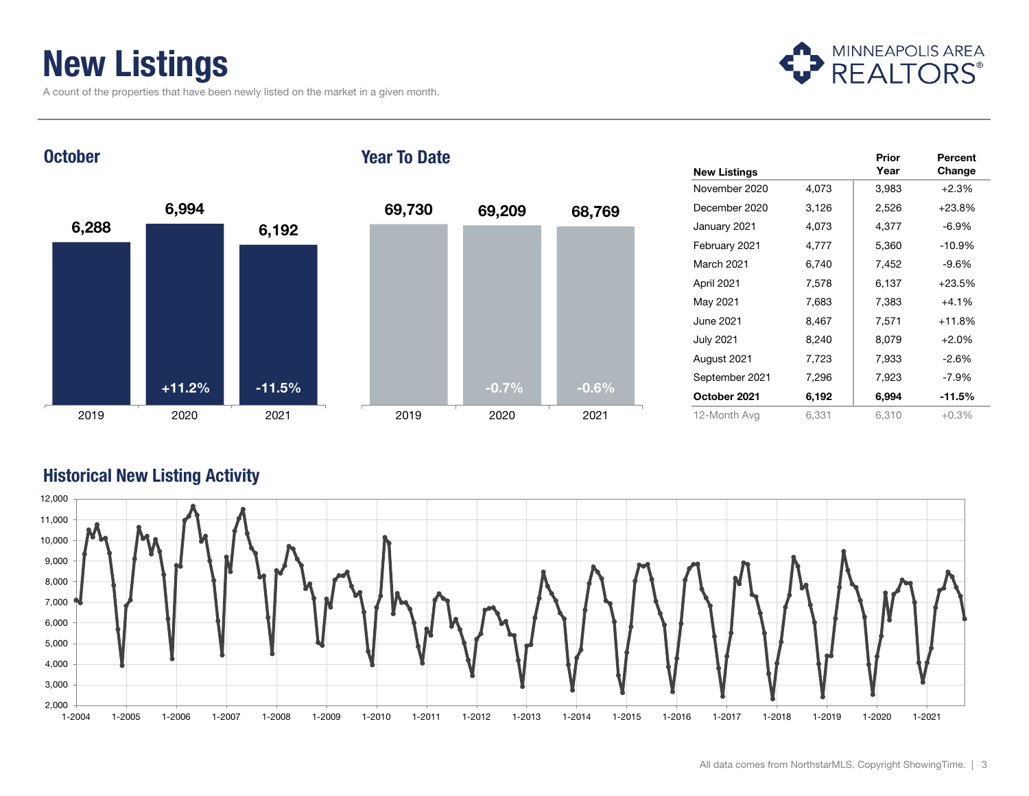# New Listings

A count of the properties that have been newly listed on the market in a given month.

MINNEAPOLIS AREA REALTORS®

## October

| | 2019 | 2020 | 2021 |
|---|---|---|---|
| New Listings | 6,288 | 6,994 | 6,192 |
| Change | | +11.2% | -11.5% |

## Year To Date

| | 2019 | 2020 | 2021 |
|---|---|---|---|
| New Listings | 69,730 | 69,209 | 68,769 |
| Change | | -0.7% | -0.6% |

| New Listings | | Prior Year | Percent Change |
|---|---|---|---|
| November 2020 | 4,073 | 3,983 | +2.3% |
| December 2020 | 3,126 | 2,526 | +23.8% |
| January 2021 | 4,073 | 4,377 | -6.9% |
| February 2021 | 4,777 | 5,360 | -10.9% |
| March 2021 | 6,740 | 7,452 | -9.6% |
| April 2021 | 7,578 | 6,137 | +23.5% |
| May 2021 | 7,683 | 7,383 | +4.1% |
| June 2021 | 8,467 | 7,571 | +11.8% |
| July 2021 | 8,240 | 8,079 | +2.0% |
| August 2021 | 7,723 | 7,933 | -2.6% |
| September 2021 | 7,296 | 7,923 | -7.9% |
| **October 2021** | **6,192** | **6,994** | **-11.5%** |
| 12-Month Avg | 6,331 | 6,310 | +0.3% |

## Historical New Listing Activity

All data comes from NorthstarMLS. Copyright ShowingTime.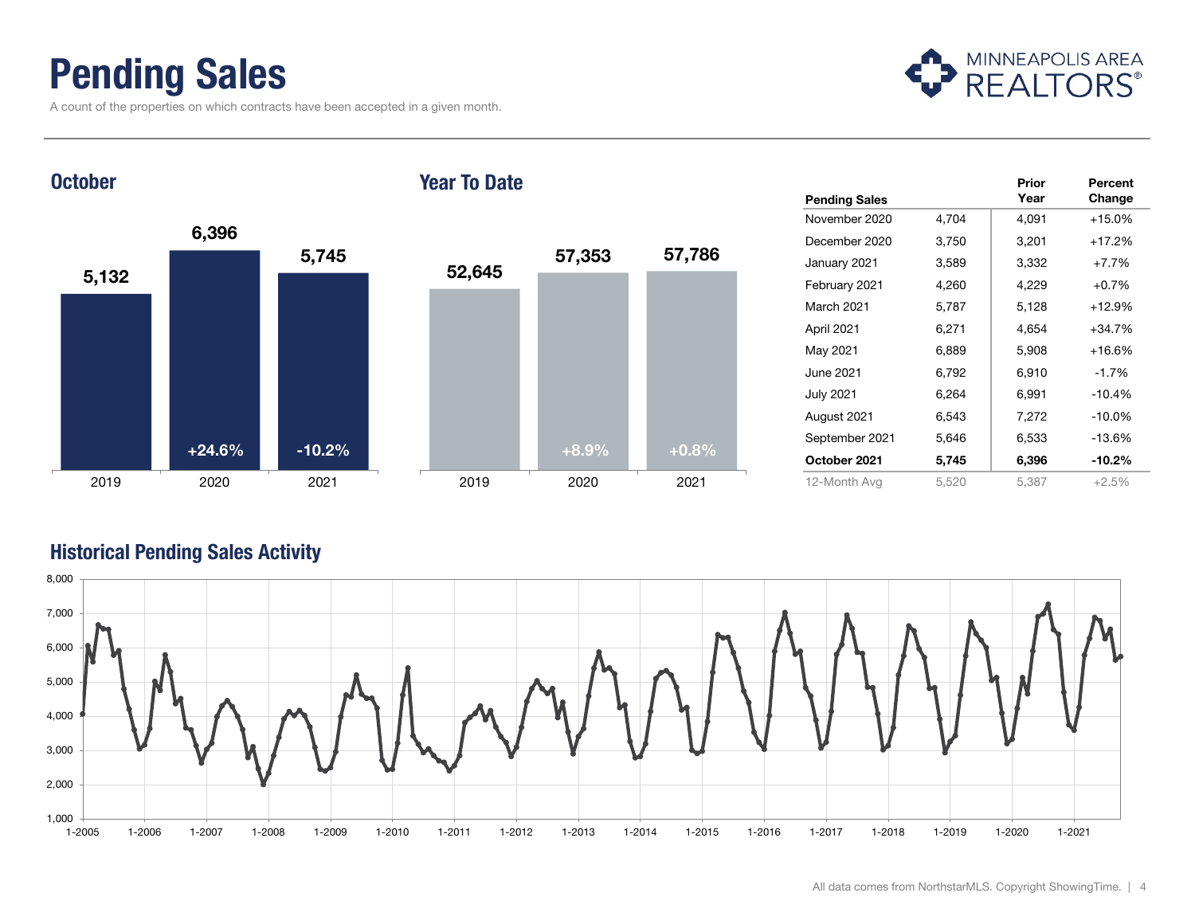# Pending Sales

A count of the properties on which contracts have been accepted in a given month.

MINNEAPOLIS AREA REALTORS®

## October

| | 2019 | 2020 | 2021 |
|---|---|---|---|
| Pending Sales | 5,132 | 6,396 | 5,745 |
| Percent Change | | +24.6% | -10.2% |

## Year To Date

| | 2019 | 2020 | 2021 |
|---|---|---|---|
| Pending Sales | 52,645 | 57,353 | 57,786 |
| Percent Change | | +8.9% | +0.8% |

| Pending Sales | | Prior Year | Percent Change |
|---|---|---|---|
| November 2020 | 4,704 | 4,091 | +15.0% |
| December 2020 | 3,750 | 3,201 | +17.2% |
| January 2021 | 3,589 | 3,332 | +7.7% |
| February 2021 | 4,260 | 4,229 | +0.7% |
| March 2021 | 5,787 | 5,128 | +12.9% |
| April 2021 | 6,271 | 4,654 | +34.7% |
| May 2021 | 6,889 | 5,908 | +16.6% |
| June 2021 | 6,792 | 6,910 | -1.7% |
| July 2021 | 6,264 | 6,991 | -10.4% |
| August 2021 | 6,543 | 7,272 | -10.0% |
| September 2021 | 5,646 | 6,533 | -13.6% |
| **October 2021** | **5,745** | **6,396** | **-10.2%** |
| 12-Month Avg | 5,520 | 5,387 | +2.5% |

## Historical Pending Sales Activity

All data comes from NorthstarMLS. Copyright ShowingTime.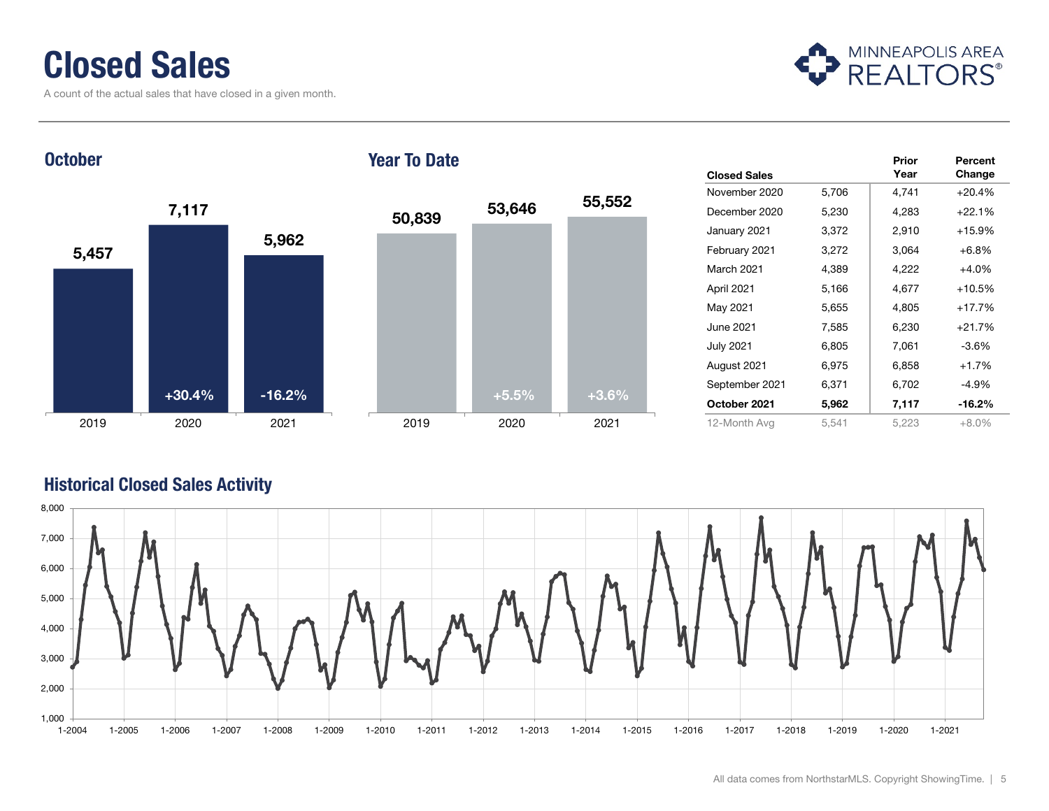# Closed Sales

A count of the actual sales that have closed in a given month.

## October

| Year | Closed Sales | Percent Change |
|---|---|---|
| 2019 | 5,457 | |
| 2020 | 7,117 | +30.4% |
| 2021 | 5,962 | -16.2% |

## Year To Date

| Year | Closed Sales | Percent Change |
|---|---|---|
| 2019 | 50,839 | |
| 2020 | 53,646 | +5.5% |
| 2021 | 55,552 | +3.6% |

| Closed Sales | | Prior Year | Percent Change |
|---|---|---|---|
| November 2020 | 5,706 | 4,741 | +20.4% |
| December 2020 | 5,230 | 4,283 | +22.1% |
| January 2021 | 3,372 | 2,910 | +15.9% |
| February 2021 | 3,272 | 3,064 | +6.8% |
| March 2021 | 4,389 | 4,222 | +4.0% |
| April 2021 | 5,166 | 4,677 | +10.5% |
| May 2021 | 5,655 | 4,805 | +17.7% |
| June 2021 | 7,585 | 6,230 | +21.7% |
| July 2021 | 6,805 | 7,061 | -3.6% |
| August 2021 | 6,975 | 6,858 | +1.7% |
| September 2021 | 6,371 | 6,702 | -4.9% |
| **October 2021** | **5,962** | **7,117** | **-16.2%** |
| 12-Month Avg | 5,541 | 5,223 | +8.0% |

## Historical Closed Sales Activity

All data comes from NorthstarMLS. Copyright ShowingTime.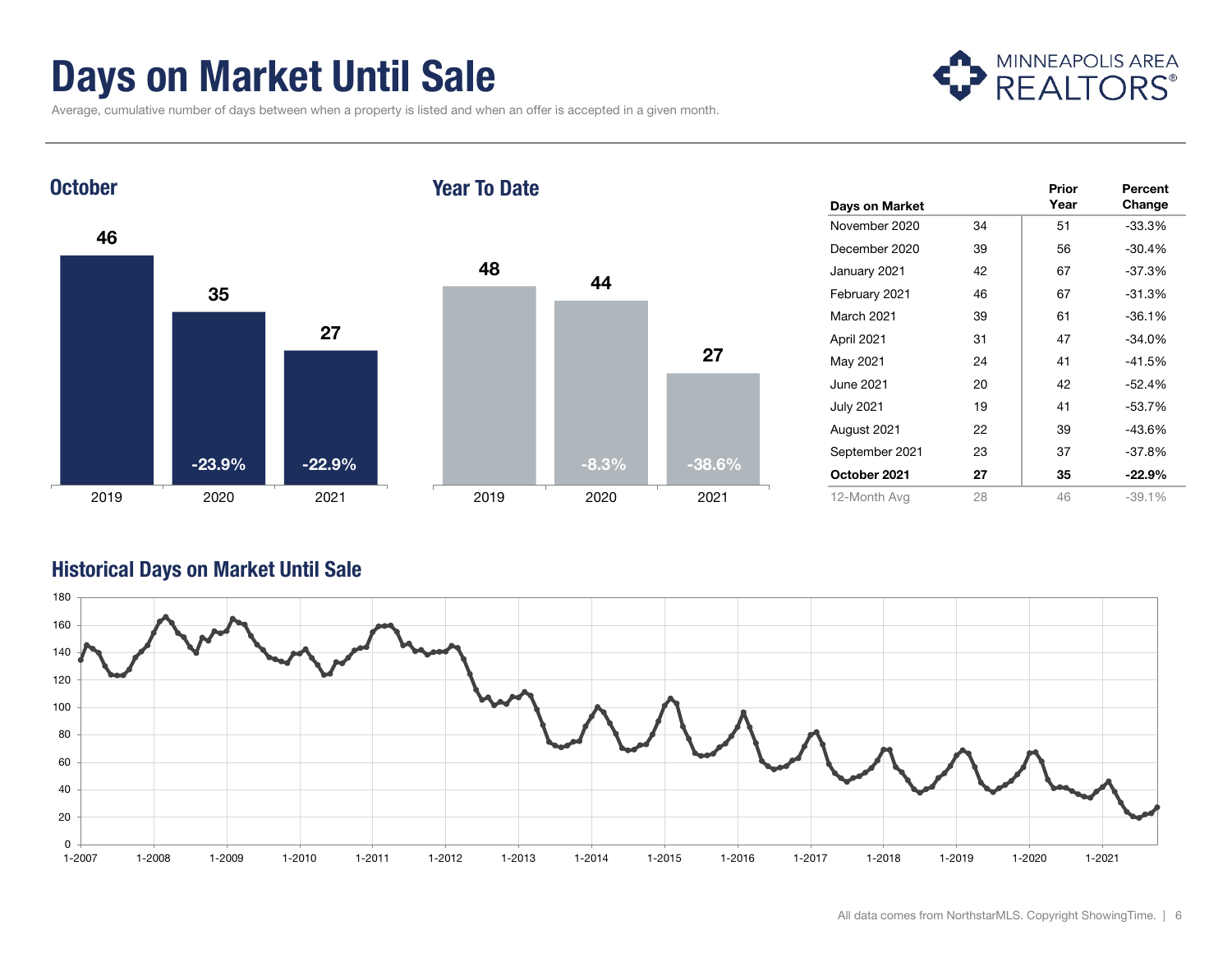# Days on Market Until Sale

Average, cumulative number of days between when a property is listed and when an offer is accepted in a given month.

MINNEAPOLIS AREA REALTORS®

## October

| Year | Days | Change |
|---|---|---|
| 2019 | 46 | |
| 2020 | 35 | -23.9% |
| 2021 | 27 | -22.9% |

## Year To Date

| Year | Days | Change |
|---|---|---|
| 2019 | 48 | |
| 2020 | 44 | -8.3% |
| 2021 | 27 | -38.6% |

| Days on Market | | Prior Year | Percent Change |
|---|---|---|---|
| November 2020 | 34 | 51 | -33.3% |
| December 2020 | 39 | 56 | -30.4% |
| January 2021 | 42 | 67 | -37.3% |
| February 2021 | 46 | 67 | -31.3% |
| March 2021 | 39 | 61 | -36.1% |
| April 2021 | 31 | 47 | -34.0% |
| May 2021 | 24 | 41 | -41.5% |
| June 2021 | 20 | 42 | -52.4% |
| July 2021 | 19 | 41 | -53.7% |
| August 2021 | 22 | 39 | -43.6% |
| September 2021 | 23 | 37 | -37.8% |
| **October 2021** | **27** | **35** | **-22.9%** |
| 12-Month Avg | 28 | 46 | -39.1% |

## Historical Days on Market Until Sale

All data comes from NorthstarMLS. Copyright ShowingTime.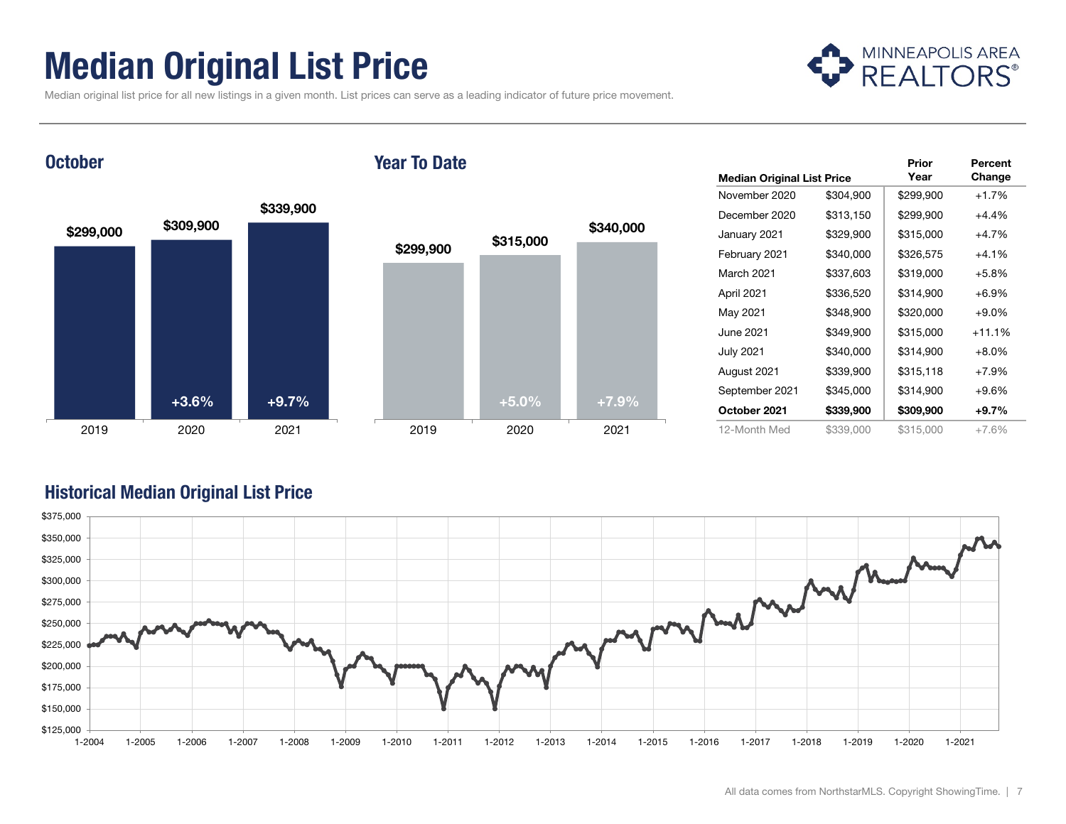# Median Original List Price

Median original list price for all new listings in a given month. List prices can serve as a leading indicator of future price movement.

## October

| Year | Median Original List Price | Change |
|---|---|---|
| 2019 | $299,000 | |
| 2020 | $309,900 | +3.6% |
| 2021 | $339,900 | +9.7% |

## Year To Date

| Year | Median Original List Price | Change |
|---|---|---|
| 2019 | $299,900 | |
| 2020 | $315,000 | +5.0% |
| 2021 | $340,000 | +7.9% |

| Median Original List Price | | Prior Year | Percent Change |
|---|---|---|---|
| November 2020 | $304,900 | $299,900 | +1.7% |
| December 2020 | $313,150 | $299,900 | +4.4% |
| January 2021 | $329,900 | $315,000 | +4.7% |
| February 2021 | $340,000 | $326,575 | +4.1% |
| March 2021 | $337,603 | $319,000 | +5.8% |
| April 2021 | $336,520 | $314,900 | +6.9% |
| May 2021 | $348,900 | $320,000 | +9.0% |
| June 2021 | $349,900 | $315,000 | +11.1% |
| July 2021 | $340,000 | $314,900 | +8.0% |
| August 2021 | $339,900 | $315,118 | +7.9% |
| September 2021 | $345,000 | $314,900 | +9.6% |
| **October 2021** | **$339,900** | **$309,900** | **+9.7%** |
| 12-Month Med | $339,000 | $315,000 | +7.6% |

## Historical Median Original List Price

All data comes from NorthstarMLS. Copyright ShowingTime.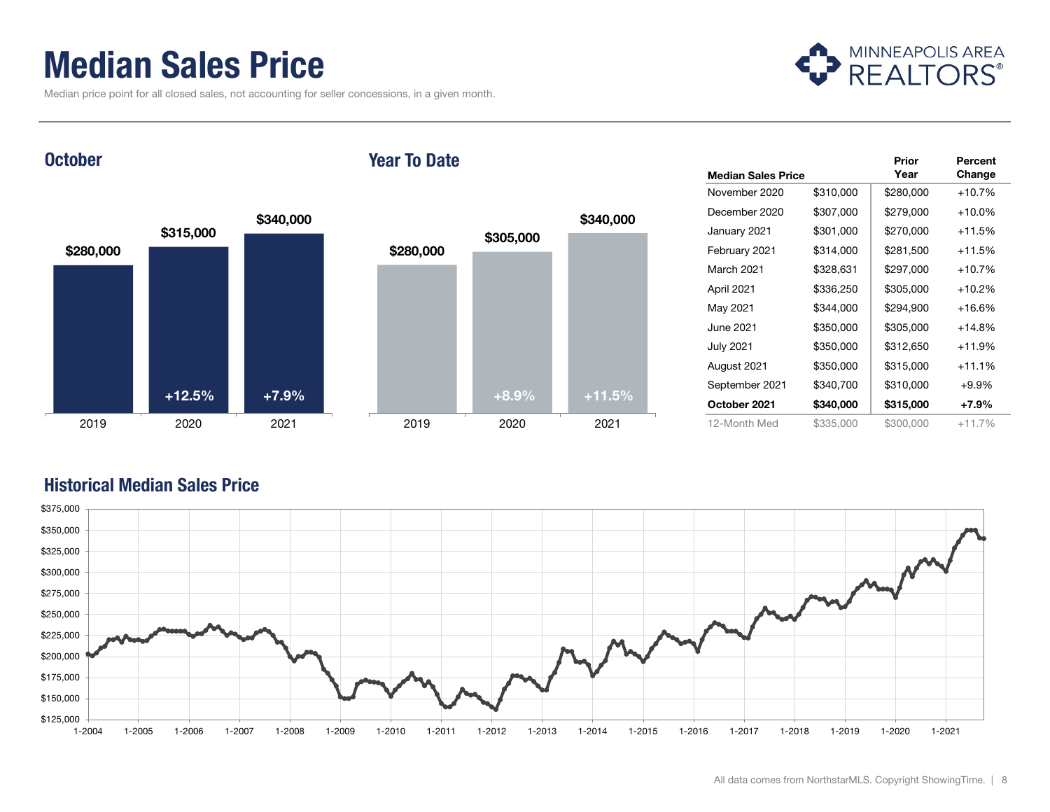# Median Sales Price

Median price point for all closed sales, not accounting for seller concessions, in a given month.

## October

| | 2019 | 2020 | 2021 |
|---|---|---|---|
| Median Sales Price | $280,000 | $315,000 | $340,000 |
| Percent Change | | +12.5% | +7.9% |

## Year To Date

| | 2019 | 2020 | 2021 |
|---|---|---|---|
| Median Sales Price | $280,000 | $305,000 | $340,000 |
| Percent Change | | +8.9% | +11.5% |

| Median Sales Price | | Prior Year | Percent Change |
|---|---|---|---|
| November 2020 | $310,000 | $280,000 | +10.7% |
| December 2020 | $307,000 | $279,000 | +10.0% |
| January 2021 | $301,000 | $270,000 | +11.5% |
| February 2021 | $314,000 | $281,500 | +11.5% |
| March 2021 | $328,631 | $297,000 | +10.7% |
| April 2021 | $336,250 | $305,000 | +10.2% |
| May 2021 | $344,000 | $294,900 | +16.6% |
| June 2021 | $350,000 | $305,000 | +14.8% |
| July 2021 | $350,000 | $312,650 | +11.9% |
| August 2021 | $350,000 | $315,000 | +11.1% |
| September 2021 | $340,700 | $310,000 | +9.9% |
| **October 2021** | **$340,000** | **$315,000** | **+7.9%** |
| 12-Month Med | $335,000 | $300,000 | +11.7% |

## Historical Median Sales Price

All data comes from NorthstarMLS. Copyright ShowingTime.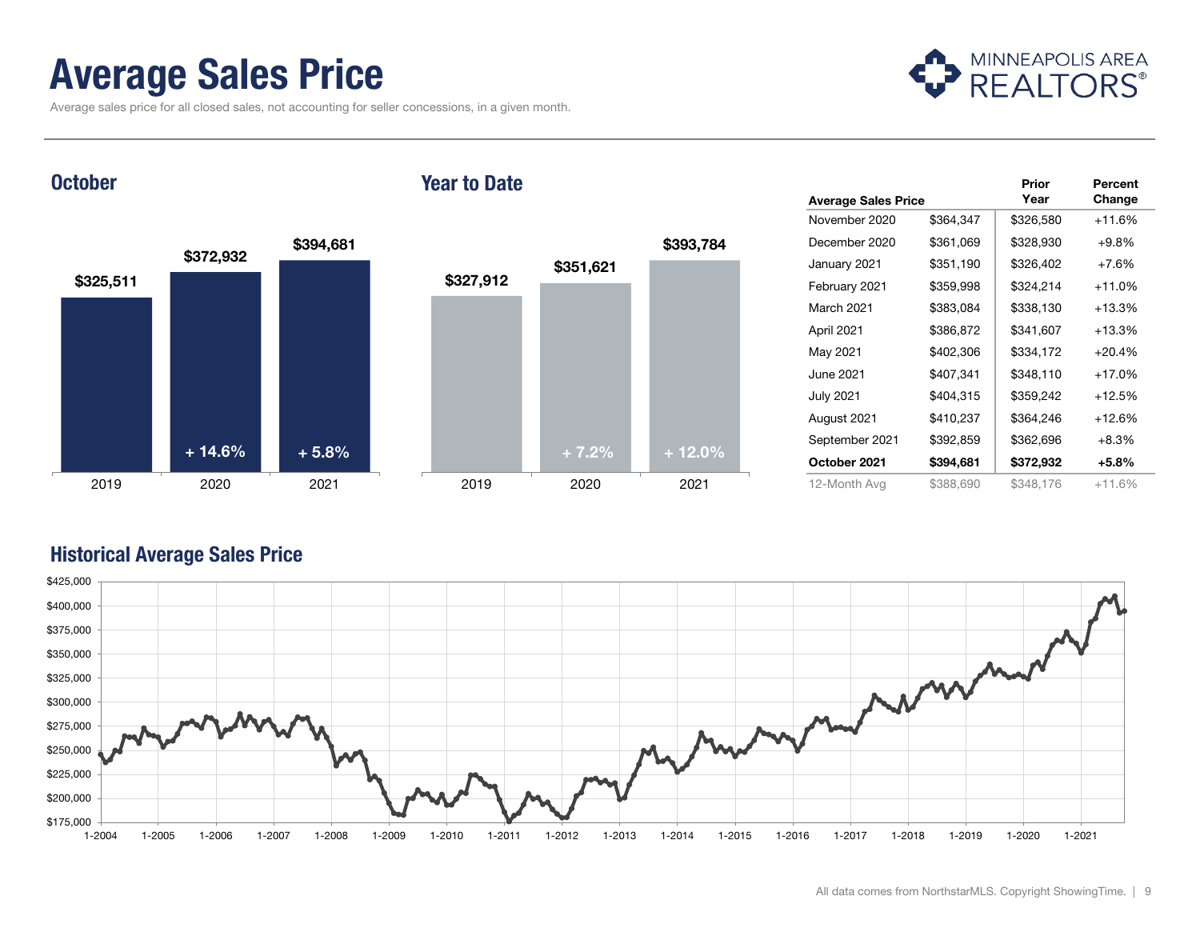# Average Sales Price

Average sales price for all closed sales, not accounting for seller concessions, in a given month.

MINNEAPOLIS AREA REALTORS®

## October

| | 2019 | 2020 | 2021 |
|---|---|---|---|
| Average Sales Price | $325,511 | $372,932 | $394,681 |
| Percent Change | | + 14.6% | + 5.8% |

## Year to Date

| | 2019 | 2020 | 2021 |
|---|---|---|---|
| Average Sales Price | $327,912 | $351,621 | $393,784 |
| Percent Change | | + 7.2% | + 12.0% |

| Average Sales Price | | Prior Year | Percent Change |
|---|---|---|---|
| November 2020 | $364,347 | $326,580 | +11.6% |
| December 2020 | $361,069 | $328,930 | +9.8% |
| January 2021 | $351,190 | $326,402 | +7.6% |
| February 2021 | $359,998 | $324,214 | +11.0% |
| March 2021 | $383,084 | $338,130 | +13.3% |
| April 2021 | $386,872 | $341,607 | +13.3% |
| May 2021 | $402,306 | $334,172 | +20.4% |
| June 2021 | $407,341 | $348,110 | +17.0% |
| July 2021 | $404,315 | $359,242 | +12.5% |
| August 2021 | $410,237 | $364,246 | +12.6% |
| September 2021 | $392,859 | $362,696 | +8.3% |
| **October 2021** | **$394,681** | **$372,932** | **+5.8%** |
| 12-Month Avg | $388,690 | $348,176 | +11.6% |

## Historical Average Sales Price

All data comes from NorthstarMLS. Copyright ShowingTime.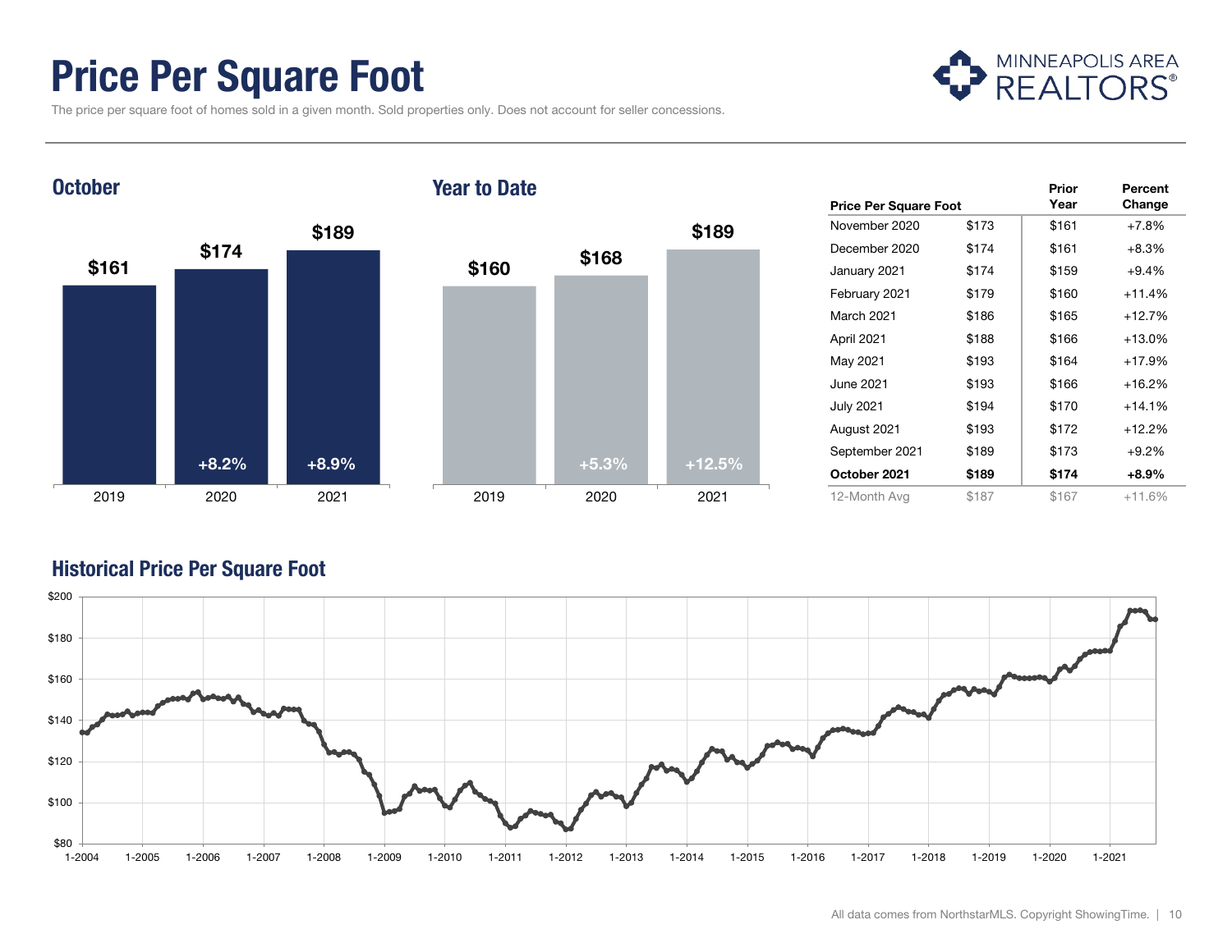# Price Per Square Foot

The price per square foot of homes sold in a given month. Sold properties only. Does not account for seller concessions.

MINNEAPOLIS AREA REALTORS®

## October

| Year | Price | Change |
|---|---|---|
| 2019 | $161 | |
| 2020 | $174 | +8.2% |
| 2021 | $189 | +8.9% |

## Year to Date

| Year | Price | Change |
|---|---|---|
| 2019 | $160 | |
| 2020 | $168 | +5.3% |
| 2021 | $189 | +12.5% |

| Price Per Square Foot | | Prior Year | Percent Change |
|---|---|---|---|
| November 2020 | $173 | $161 | +7.8% |
| December 2020 | $174 | $161 | +8.3% |
| January 2021 | $174 | $159 | +9.4% |
| February 2021 | $179 | $160 | +11.4% |
| March 2021 | $186 | $165 | +12.7% |
| April 2021 | $188 | $166 | +13.0% |
| May 2021 | $193 | $164 | +17.9% |
| June 2021 | $193 | $166 | +16.2% |
| July 2021 | $194 | $170 | +14.1% |
| August 2021 | $193 | $172 | +12.2% |
| September 2021 | $189 | $173 | +9.2% |
| **October 2021** | **$189** | **$174** | **+8.9%** |
| 12-Month Avg | $187 | $167 | +11.6% |

## Historical Price Per Square Foot

All data comes from NorthstarMLS. Copyright ShowingTime.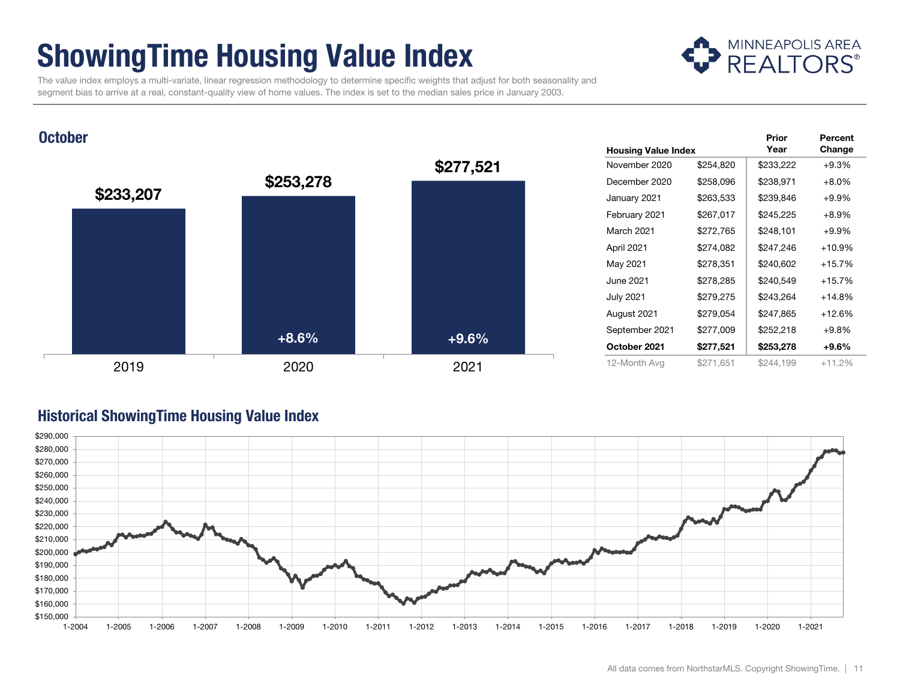# ShowingTime Housing Value Index

MINNEAPOLIS AREA REALTORS®

The value index employs a multi-variate, linear regression methodology to determine specific weights that adjust for both seasonality and segment bias to arrive at a real, constant-quality view of home values. The index is set to the median sales price in January 2003.

## October

| | 2019 | 2020 | 2021 |
|---|---|---|---|
| Housing Value Index | $233,207 | $253,278 | $277,521 |
| Percent Change | | +8.6% | +9.6% |

| Housing Value Index | | Prior Year | Percent Change |
|---|---|---|---|
| November 2020 | $254,820 | $233,222 | +9.3% |
| December 2020 | $258,096 | $238,971 | +8.0% |
| January 2021 | $263,533 | $239,846 | +9.9% |
| February 2021 | $267,017 | $245,225 | +8.9% |
| March 2021 | $272,765 | $248,101 | +9.9% |
| April 2021 | $274,082 | $247,246 | +10.9% |
| May 2021 | $278,351 | $240,602 | +15.7% |
| June 2021 | $278,285 | $240,549 | +15.7% |
| July 2021 | $279,275 | $243,264 | +14.8% |
| August 2021 | $279,054 | $247,865 | +12.6% |
| September 2021 | $277,009 | $252,218 | +9.8% |
| **October 2021** | **$277,521** | **$253,278** | **+9.6%** |
| 12-Month Avg | $271,651 | $244,199 | +11.2% |

## Historical ShowingTime Housing Value Index

All data comes from NorthstarMLS. Copyright ShowingTime.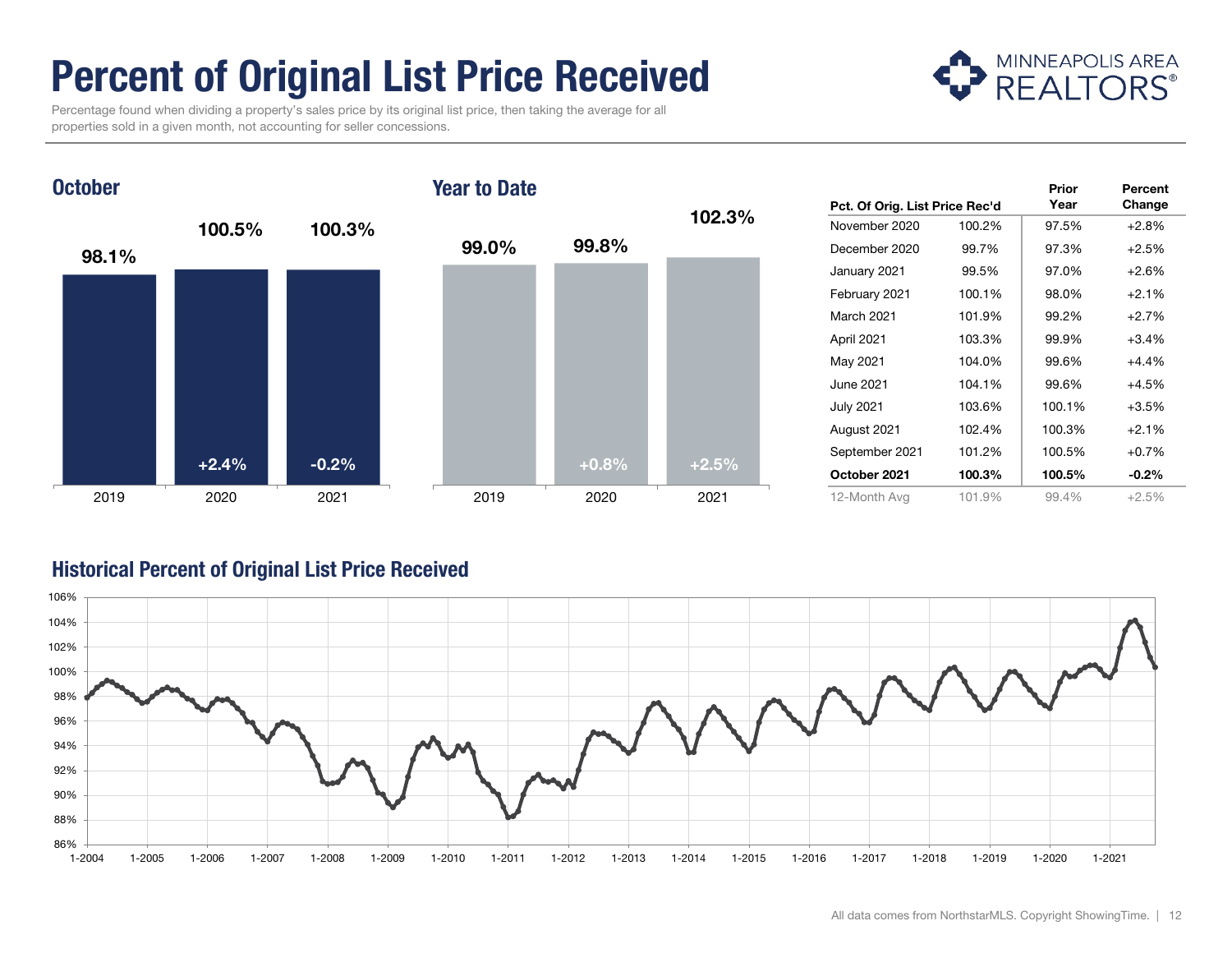# Percent of Original List Price Received

Percentage found when dividing a property's sales price by its original list price, then taking the average for all properties sold in a given month, not accounting for seller concessions.

## October

| | 2019 | 2020 | 2021 |
|---|---|---|---|
| Pct. of Orig. List Price Rec'd | 98.1% | 100.5% | 100.3% |
| Change | | +2.4% | -0.2% |

## Year to Date

| | 2019 | 2020 | 2021 |
|---|---|---|---|
| Pct. of Orig. List Price Rec'd | 99.0% | 99.8% | 102.3% |
| Change | | +0.8% | +2.5% |

| Pct. Of Orig. List Price Rec'd | | Prior Year | Percent Change |
|---|---|---|---|
| November 2020 | 100.2% | 97.5% | +2.8% |
| December 2020 | 99.7% | 97.3% | +2.5% |
| January 2021 | 99.5% | 97.0% | +2.6% |
| February 2021 | 100.1% | 98.0% | +2.1% |
| March 2021 | 101.9% | 99.2% | +2.7% |
| April 2021 | 103.3% | 99.9% | +3.4% |
| May 2021 | 104.0% | 99.6% | +4.4% |
| June 2021 | 104.1% | 99.6% | +4.5% |
| July 2021 | 103.6% | 100.1% | +3.5% |
| August 2021 | 102.4% | 100.3% | +2.1% |
| September 2021 | 101.2% | 100.5% | +0.7% |
| **October 2021** | **100.3%** | **100.5%** | **-0.2%** |
| 12-Month Avg | 101.9% | 99.4% | +2.5% |

## Historical Percent of Original List Price Received

All data comes from NorthstarMLS. Copyright ShowingTime.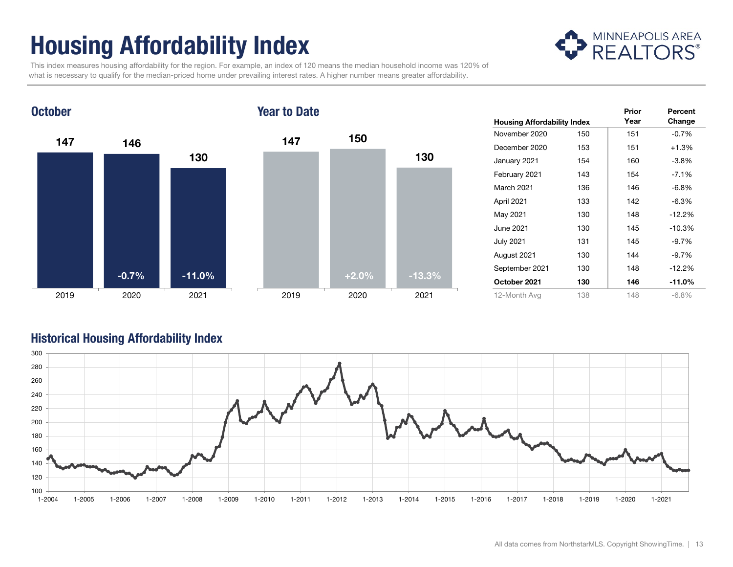# Housing Affordability Index

This index measures housing affordability for the region. For example, an index of 120 means the median household income was 120% of what is necessary to qualify for the median-priced home under prevailing interest rates. A higher number means greater affordability.

## October

| | 2019 | 2020 | 2021 |
|---|---|---|---|
| Index | 147 | 146 | 130 |
| Percent Change | | -0.7% | -11.0% |

## Year to Date

| | 2019 | 2020 | 2021 |
|---|---|---|---|
| Index | 147 | 150 | 130 |
| Percent Change | | +2.0% | -13.3% |

| Housing Affordability Index | | Prior Year | Percent Change |
|---|---|---|---|
| November 2020 | 150 | 151 | -0.7% |
| December 2020 | 153 | 151 | +1.3% |
| January 2021 | 154 | 160 | -3.8% |
| February 2021 | 143 | 154 | -7.1% |
| March 2021 | 136 | 146 | -6.8% |
| April 2021 | 133 | 142 | -6.3% |
| May 2021 | 130 | 148 | -12.2% |
| June 2021 | 130 | 145 | -10.3% |
| July 2021 | 131 | 145 | -9.7% |
| August 2021 | 130 | 144 | -9.7% |
| September 2021 | 130 | 148 | -12.2% |
| **October 2021** | **130** | **146** | **-11.0%** |
| 12-Month Avg | 138 | 148 | -6.8% |

## Historical Housing Affordability Index

All data comes from NorthstarMLS. Copyright ShowingTime.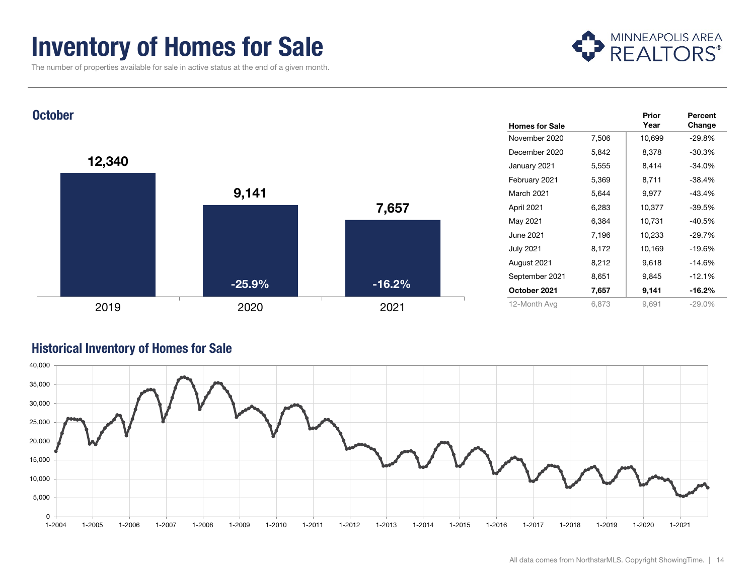# Inventory of Homes for Sale

The number of properties available for sale in active status at the end of a given month.

MINNEAPOLIS AREA REALTORS®

## October

| | 2019 | 2020 | 2021 |
|---|---|---|---|
| Homes for Sale | 12,340 | 9,141 | 7,657 |
| Percent Change | | -25.9% | -16.2% |

| Homes for Sale | | Prior Year | Percent Change |
|---|---|---|---|
| November 2020 | 7,506 | 10,699 | -29.8% |
| December 2020 | 5,842 | 8,378 | -30.3% |
| January 2021 | 5,555 | 8,414 | -34.0% |
| February 2021 | 5,369 | 8,711 | -38.4% |
| March 2021 | 5,644 | 9,977 | -43.4% |
| April 2021 | 6,283 | 10,377 | -39.5% |
| May 2021 | 6,384 | 10,731 | -40.5% |
| June 2021 | 7,196 | 10,233 | -29.7% |
| July 2021 | 8,172 | 10,169 | -19.6% |
| August 2021 | 8,212 | 9,618 | -14.6% |
| September 2021 | 8,651 | 9,845 | -12.1% |
| **October 2021** | **7,657** | **9,141** | **-16.2%** |
| 12-Month Avg | 6,873 | 9,691 | -29.0% |

## Historical Inventory of Homes for Sale

All data comes from NorthstarMLS. Copyright ShowingTime.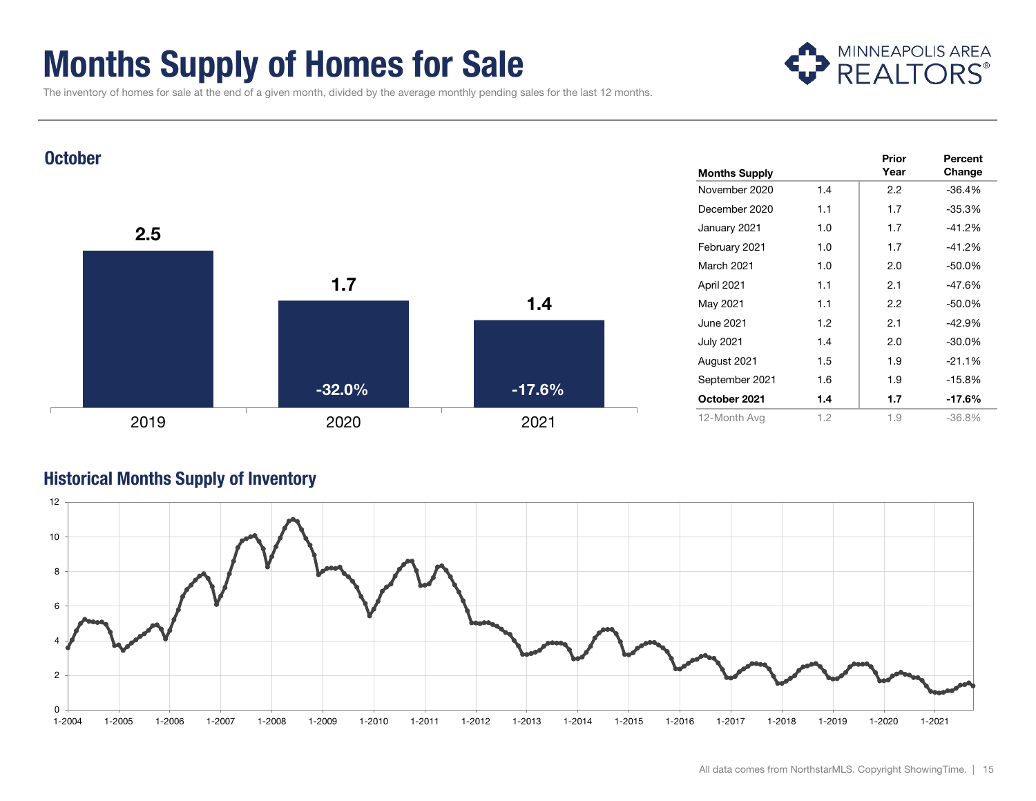# Months Supply of Homes for Sale

The inventory of homes for sale at the end of a given month, divided by the average monthly pending sales for the last 12 months.

## October

| Year | Months Supply | Change |
|---|---|---|
| 2019 | 2.5 | |
| 2020 | 1.7 | -32.0% |
| 2021 | 1.4 | -17.6% |

| Months Supply | | Prior Year | Percent Change |
|---|---|---|---|
| November 2020 | 1.4 | 2.2 | -36.4% |
| December 2020 | 1.1 | 1.7 | -35.3% |
| January 2021 | 1.0 | 1.7 | -41.2% |
| February 2021 | 1.0 | 1.7 | -41.2% |
| March 2021 | 1.0 | 2.0 | -50.0% |
| April 2021 | 1.1 | 2.1 | -47.6% |
| May 2021 | 1.1 | 2.2 | -50.0% |
| June 2021 | 1.2 | 2.1 | -42.9% |
| July 2021 | 1.4 | 2.0 | -30.0% |
| August 2021 | 1.5 | 1.9 | -21.1% |
| September 2021 | 1.6 | 1.9 | -15.8% |
| **October 2021** | **1.4** | **1.7** | **-17.6%** |
| 12-Month Avg | 1.2 | 1.9 | -36.8% |

## Historical Months Supply of Inventory

All data comes from NorthstarMLS. Copyright ShowingTime.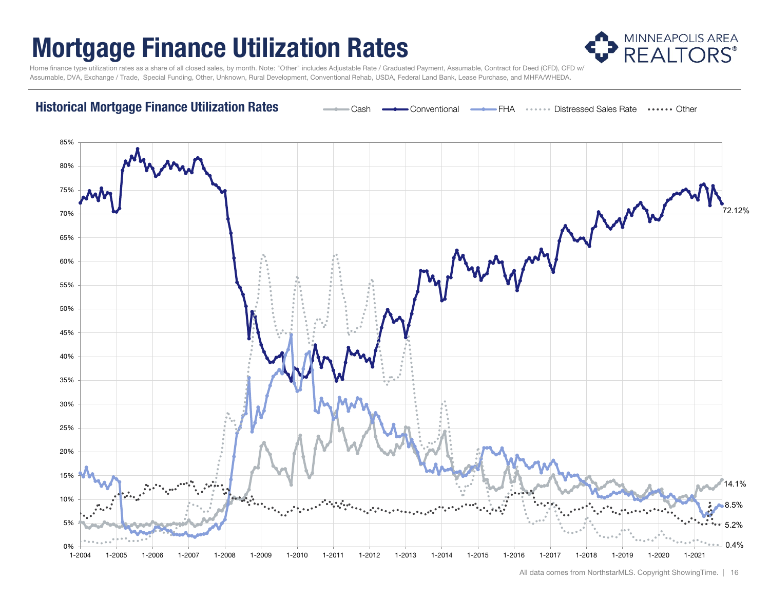# Mortgage Finance Utilization Rates

MINNEAPOLIS AREA REALTORS®

Home finance type utilization rates as a share of all closed sales, by month. Note: "Other" includes Adjustable Rate / Graduated Payment, Assumable, Contract for Deed (CFD), CFD w/ Assumable, DVA, Exchange / Trade, Special Funding, Other, Unknown, Rural Development, Conventional Rehab, USDA, Federal Land Bank, Lease Purchase, and MHFA/WHEDA.

## Historical Mortgage Finance Utilization Rates

Cash
Conventional
FHA
Distressed Sales Rate
Other

85%
80%
75%
70%
65%
60%
55%
50%
45%
40%
35%
30%
25%
20%
15%
10%
5%
0%

1-2004
1-2005
1-2006
1-2007
1-2008
1-2009
1-2010
1-2011
1-2012
1-2013
1-2014
1-2015
1-2016
1-2017
1-2018
1-2019
1-2020
1-2021

72.12%
14.1%
8.5%
5.2%
0.4%

All data comes from NorthstarMLS. Copyright ShowingTime.